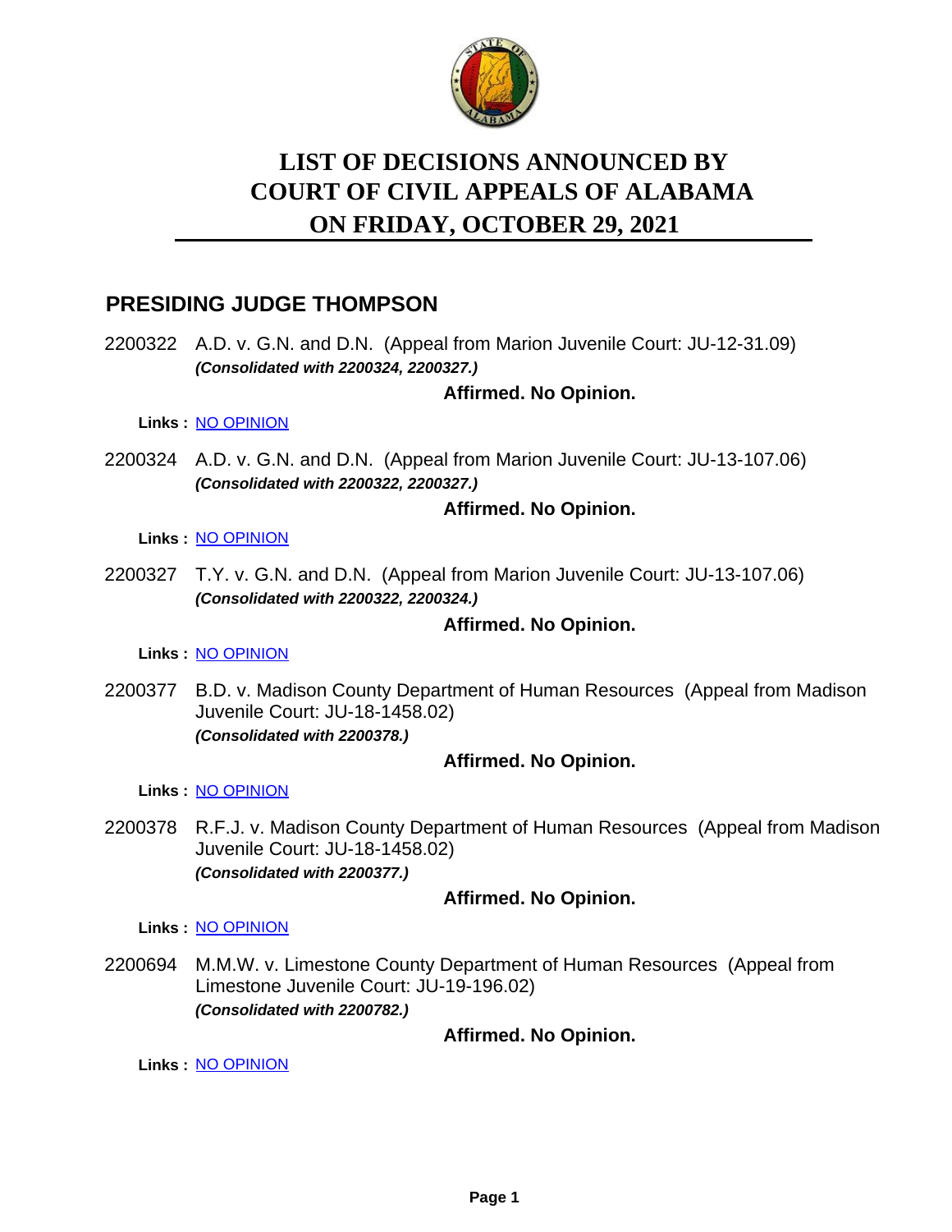# LIST OF DECISIONS ANNOUNCED BY COURT OF CIVIL APPEALS OF ALABAMA ON FRIDAY, OCTOBER 29, 2021

## PRESIDING JUDGE THOMPSON

2200322 A.D. v. G.N. and D.N. (Appeal from Marion Juvenile Court: JU-12-31.09)
***(Consolidated with 2200324, 2200327.)***

**Affirmed. No Opinion.**

**Links :** NO OPINION

2200324 A.D. v. G.N. and D.N. (Appeal from Marion Juvenile Court: JU-13-107.06)
***(Consolidated with 2200322, 2200327.)***

**Affirmed. No Opinion.**

**Links :** NO OPINION

2200327 T.Y. v. G.N. and D.N. (Appeal from Marion Juvenile Court: JU-13-107.06)
***(Consolidated with 2200322, 2200324.)***

**Affirmed. No Opinion.**

**Links :** NO OPINION

2200377 B.D. v. Madison County Department of Human Resources (Appeal from Madison Juvenile Court: JU-18-1458.02)
***(Consolidated with 2200378.)***

**Affirmed. No Opinion.**

**Links :** NO OPINION

2200378 R.F.J. v. Madison County Department of Human Resources (Appeal from Madison Juvenile Court: JU-18-1458.02)
***(Consolidated with 2200377.)***

**Affirmed. No Opinion.**

**Links :** NO OPINION

2200694 M.M.W. v. Limestone County Department of Human Resources (Appeal from Limestone Juvenile Court: JU-19-196.02)
***(Consolidated with 2200782.)***

**Affirmed. No Opinion.**

**Links :** NO OPINION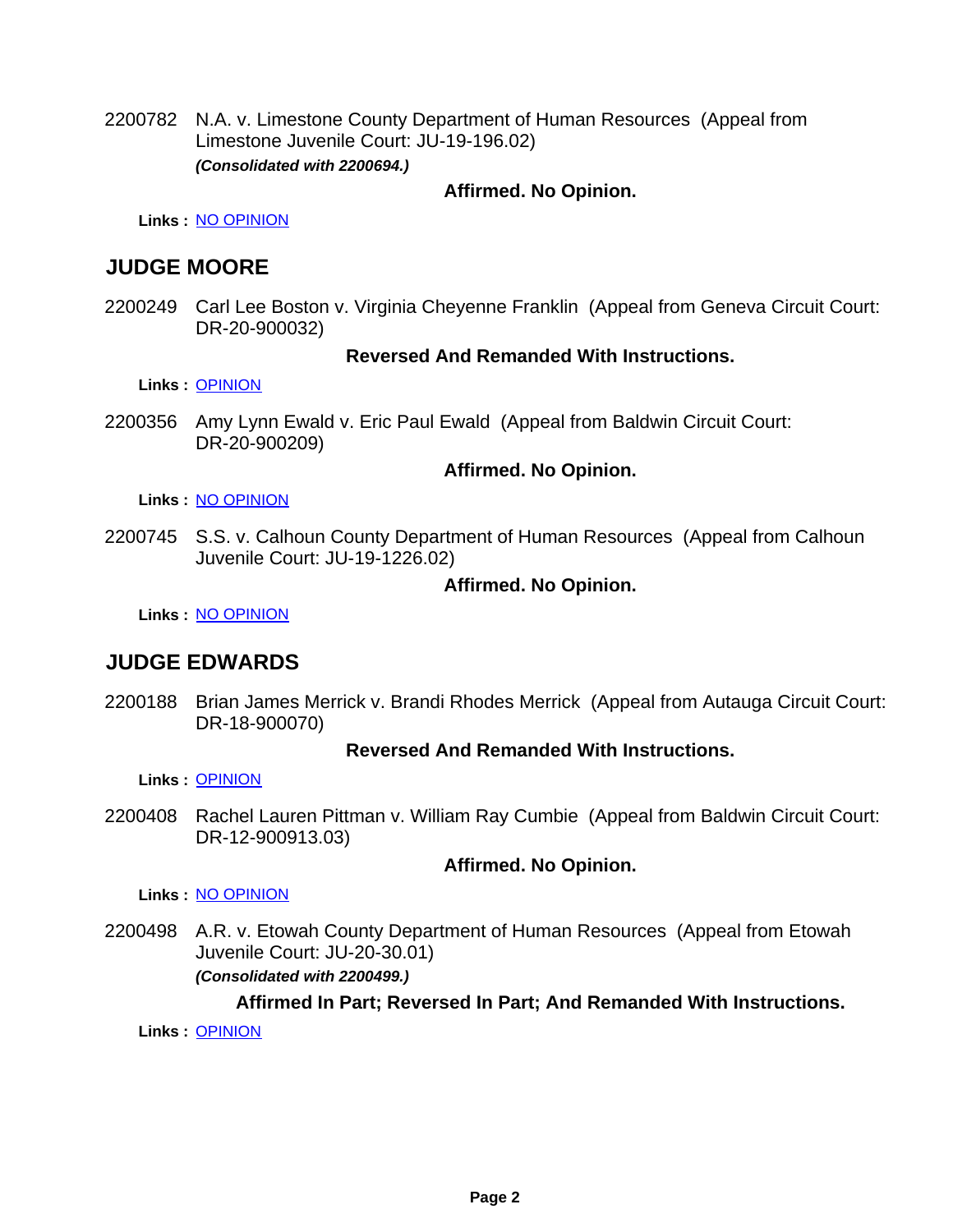2200782 N.A. v. Limestone County Department of Human Resources (Appeal from Limestone Juvenile Court: JU-19-196.02)
***(Consolidated with 2200694.)***

**Affirmed. No Opinion.**

**Links :** NO OPINION

## JUDGE MOORE

2200249 Carl Lee Boston v. Virginia Cheyenne Franklin (Appeal from Geneva Circuit Court: DR-20-900032)

**Reversed And Remanded With Instructions.**

**Links :** OPINION

2200356 Amy Lynn Ewald v. Eric Paul Ewald (Appeal from Baldwin Circuit Court: DR-20-900209)

**Affirmed. No Opinion.**

**Links :** NO OPINION

2200745 S.S. v. Calhoun County Department of Human Resources (Appeal from Calhoun Juvenile Court: JU-19-1226.02)

**Affirmed. No Opinion.**

**Links :** NO OPINION

## JUDGE EDWARDS

2200188 Brian James Merrick v. Brandi Rhodes Merrick (Appeal from Autauga Circuit Court: DR-18-900070)

**Reversed And Remanded With Instructions.**

**Links :** OPINION

2200408 Rachel Lauren Pittman v. William Ray Cumbie (Appeal from Baldwin Circuit Court: DR-12-900913.03)

**Affirmed. No Opinion.**

**Links :** NO OPINION

2200498 A.R. v. Etowah County Department of Human Resources (Appeal from Etowah Juvenile Court: JU-20-30.01)
***(Consolidated with 2200499.)***

**Affirmed In Part; Reversed In Part; And Remanded With Instructions.**

**Links :** OPINION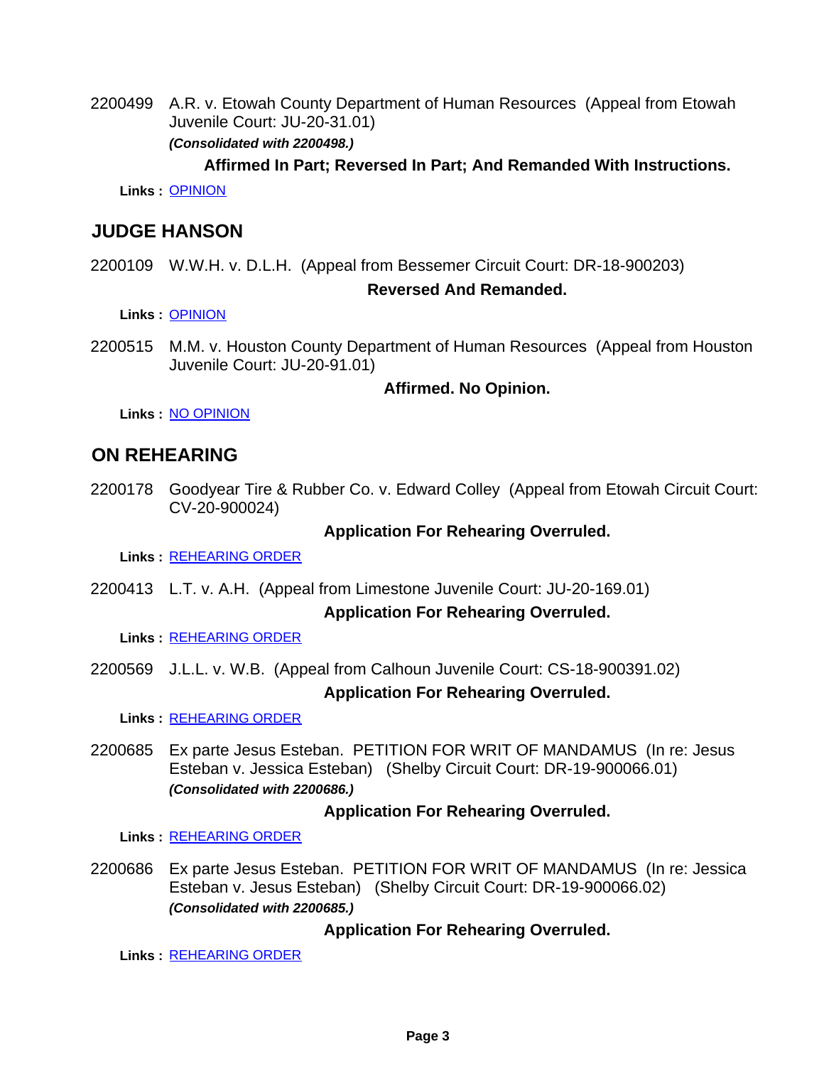2200499 A.R. v. Etowah County Department of Human Resources (Appeal from Etowah Juvenile Court: JU-20-31.01)
***(Consolidated with 2200498.)***

**Affirmed In Part; Reversed In Part; And Remanded With Instructions.**

**Links :** OPINION

## JUDGE HANSON

2200109 W.W.H. v. D.L.H. (Appeal from Bessemer Circuit Court: DR-18-900203)

**Reversed And Remanded.**

**Links :** OPINION

2200515 M.M. v. Houston County Department of Human Resources (Appeal from Houston Juvenile Court: JU-20-91.01)

**Affirmed. No Opinion.**

**Links :** NO OPINION

## ON REHEARING

2200178 Goodyear Tire & Rubber Co. v. Edward Colley (Appeal from Etowah Circuit Court: CV-20-900024)

**Application For Rehearing Overruled.**

**Links :** REHEARING ORDER

2200413 L.T. v. A.H. (Appeal from Limestone Juvenile Court: JU-20-169.01)

**Application For Rehearing Overruled.**

**Links :** REHEARING ORDER

2200569 J.L.L. v. W.B. (Appeal from Calhoun Juvenile Court: CS-18-900391.02)

**Application For Rehearing Overruled.**

**Links :** REHEARING ORDER

2200685 Ex parte Jesus Esteban. PETITION FOR WRIT OF MANDAMUS (In re: Jesus Esteban v. Jessica Esteban) (Shelby Circuit Court: DR-19-900066.01)
***(Consolidated with 2200686.)***

**Application For Rehearing Overruled.**

**Links :** REHEARING ORDER

2200686 Ex parte Jesus Esteban. PETITION FOR WRIT OF MANDAMUS (In re: Jessica Esteban v. Jesus Esteban) (Shelby Circuit Court: DR-19-900066.02)
***(Consolidated with 2200685.)***

**Application For Rehearing Overruled.**

**Links :** REHEARING ORDER